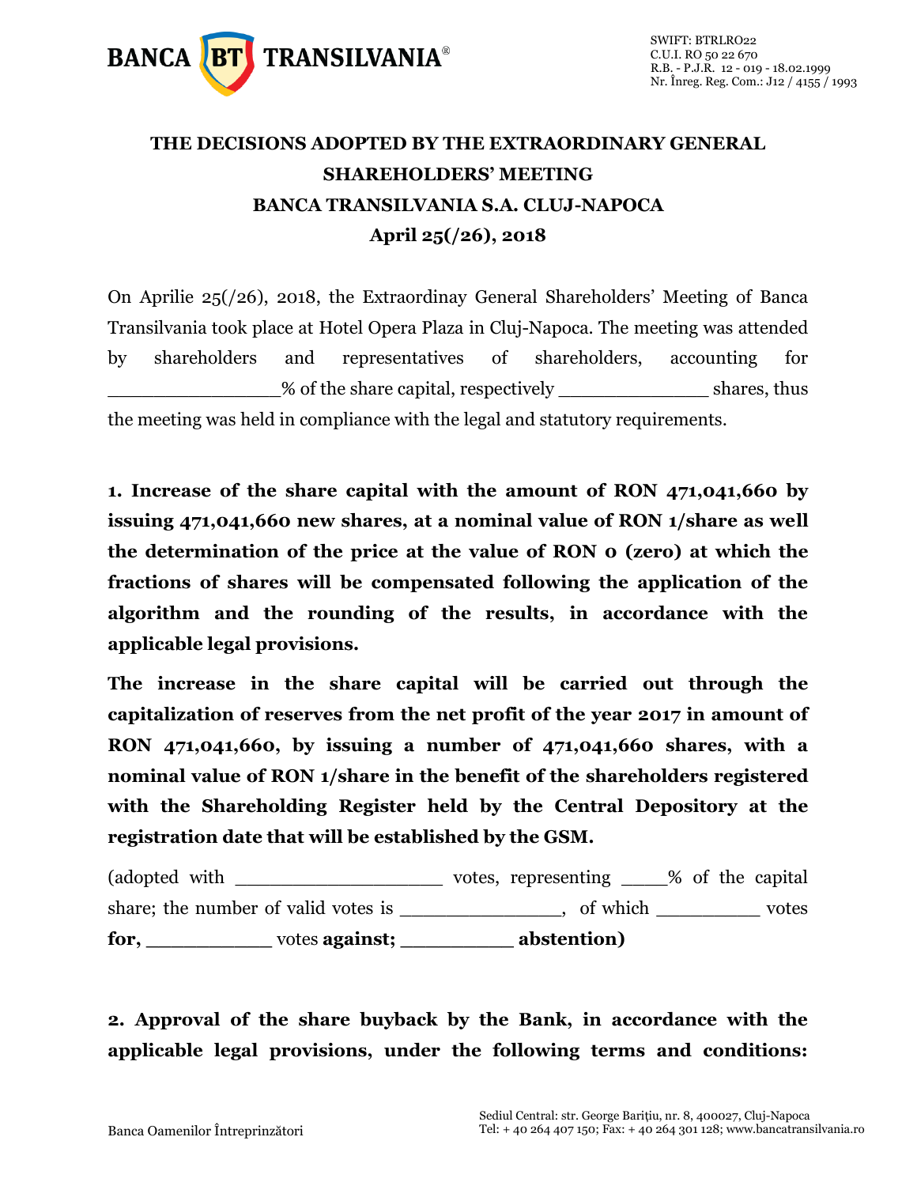# THE DECISIONS ADOPTED BY THE EXTRAORDINARY GENERAL SHAREHOLDERS' MEETING
# BANCA TRANSILVANIA S.A. CLUJ-NAPOCA
# April 25(/26), 2018

On Aprilie 25(/26), 2018, the Extraordinay General Shareholders' Meeting of Banca Transilvania took place at Hotel Opera Plaza in Cluj-Napoca. The meeting was attended by shareholders and representatives of shareholders, accounting for _______________% of the share capital, respectively _____________ shares, thus the meeting was held in compliance with the legal and statutory requirements.

**1. Increase of the share capital with the amount of RON 471,041,660 by issuing 471,041,660 new shares, at a nominal value of RON 1/share as well the determination of the price at the value of RON 0 (zero) at which the fractions of shares will be compensated following the application of the algorithm and the rounding of the results, in accordance with the applicable legal provisions.**

**The increase in the share capital will be carried out through the capitalization of reserves from the net profit of the year 2017 in amount of RON 471,041,660, by issuing a number of 471,041,660 shares, with a nominal value of RON 1/share in the benefit of the shareholders registered with the Shareholding Register held by the Central Depository at the registration date that will be established by the GSM.**

(adopted with __________________ votes, representing ____% of the capital share; the number of valid votes is ______________, of which _________ votes **for,** ___________ votes **against;** __________ **abstention)**

**2. Approval of the share buyback by the Bank, in accordance with the applicable legal provisions, under the following terms and conditions:**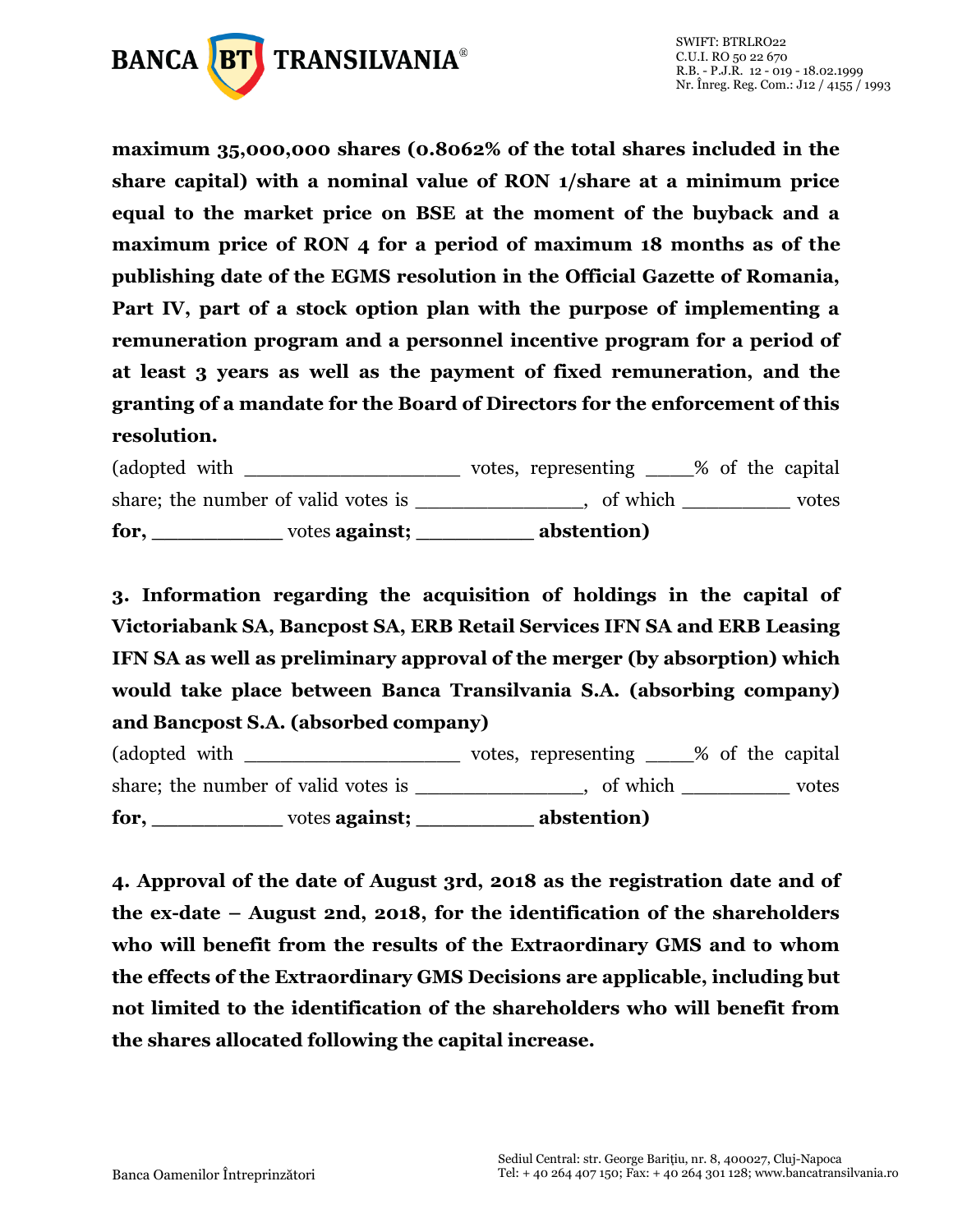**maximum 35,000,000 shares (0.8062% of the total shares included in the share capital) with a nominal value of RON 1/share at a minimum price equal to the market price on BSE at the moment of the buyback and a maximum price of RON 4 for a period of maximum 18 months as of the publishing date of the EGMS resolution in the Official Gazette of Romania, Part IV, part of a stock option plan with the purpose of implementing a remuneration program and a personnel incentive program for a period of at least 3 years as well as the payment of fixed remuneration, and the granting of a mandate for the Board of Directors for the enforcement of this resolution.**

(adopted with __________________ votes, representing ____% of the capital share; the number of valid votes is _______________, of which _________ votes **for,** ___________ votes **against;** __________ **abstention)**

**3. Information regarding the acquisition of holdings in the capital of Victoriabank SA, Bancpost SA, ERB Retail Services IFN SA and ERB Leasing IFN SA as well as preliminary approval of the merger (by absorption) which would take place between Banca Transilvania S.A. (absorbing company) and Bancpost S.A. (absorbed company)**

(adopted with __________________ votes, representing ____% of the capital share; the number of valid votes is _______________, of which _________ votes **for,** ___________ votes **against;** __________ **abstention)**

**4. Approval of the date of August 3rd, 2018 as the registration date and of the ex-date – August 2nd, 2018, for the identification of the shareholders who will benefit from the results of the Extraordinary GMS and to whom the effects of the Extraordinary GMS Decisions are applicable, including but not limited to the identification of the shareholders who will benefit from the shares allocated following the capital increase.**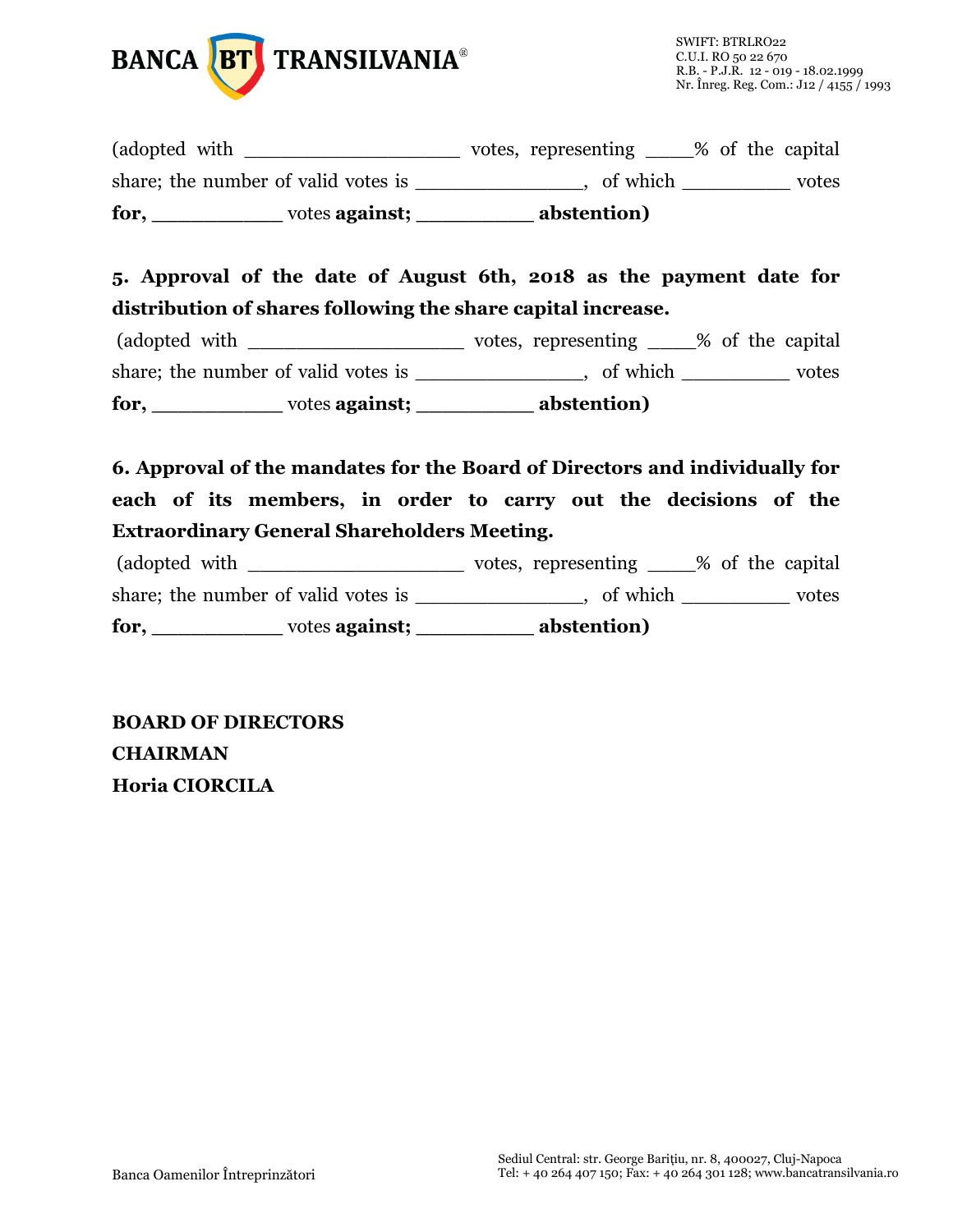(adopted with __________________ votes, representing ____% of the capital share; the number of valid votes is _______________, of which __________ votes **for,** ___________ votes **against;** __________ **abstention)**

**5. Approval of the date of August 6th, 2018 as the payment date for distribution of shares following the share capital increase.**

(adopted with __________________ votes, representing ____% of the capital share; the number of valid votes is _______________, of which __________ votes **for,** ___________ votes **against;** __________ **abstention)**

**6. Approval of the mandates for the Board of Directors and individually for each of its members, in order to carry out the decisions of the Extraordinary General Shareholders Meeting.**

(adopted with __________________ votes, representing ____% of the capital share; the number of valid votes is _______________, of which __________ votes **for,** ___________ votes **against;** __________ **abstention)**

**BOARD OF DIRECTORS**
**CHAIRMAN**
**Horia CIORCILA**